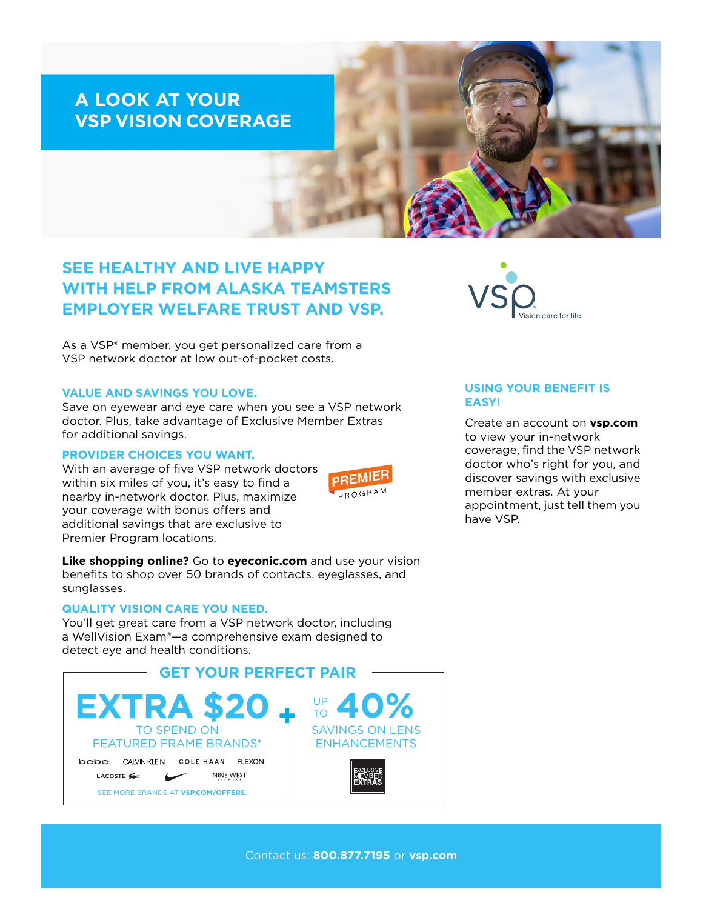# A LOOK AT YOUR VSP VISION COVERAGE

## SEE HEALTHY AND LIVE HAPPY WITH HELP FROM ALASKA TEAMSTERS EMPLOYER WELFARE TRUST AND VSP.

VSP Vision care for life

As a VSP® member, you get personalized care from a VSP network doctor at low out-of-pocket costs.

### VALUE AND SAVINGS YOU LOVE.

Save on eyewear and eye care when you see a VSP network doctor. Plus, take advantage of Exclusive Member Extras for additional savings.

### PROVIDER CHOICES YOU WANT.

With an average of five VSP network doctors within six miles of you, it's easy to find a nearby in-network doctor. Plus, maximize your coverage with bonus offers and additional savings that are exclusive to Premier Program locations.

PREMIER PROGRAM

**Like shopping online?** Go to **eyeconic.com** and use your vision benefits to shop over 50 brands of contacts, eyeglasses, and sunglasses.

### QUALITY VISION CARE YOU NEED.

You'll get great care from a VSP network doctor, including a WellVision Exam®—a comprehensive exam designed to detect eye and health conditions.

### USING YOUR BENEFIT IS EASY!

Create an account on **vsp.com** to view your in-network coverage, find the VSP network doctor who's right for you, and discover savings with exclusive member extras. At your appointment, just tell them you have VSP.

## GET YOUR PERFECT PAIR

**EXTRA $20** TO SPEND ON FEATURED FRAME BRANDS*

bebe · CALVIN KLEIN · COLE HAAN · FLEXON · LACOSTE · NIKE · NINE WEST

SEE MORE BRANDS AT **VSP.COM/OFFERS**.

**+**

UP TO **40%** SAVINGS ON LENS ENHANCEMENTS

EXCLUSIVE MEMBER EXTRAS

Contact us: **800.877.7195** or **vsp.com**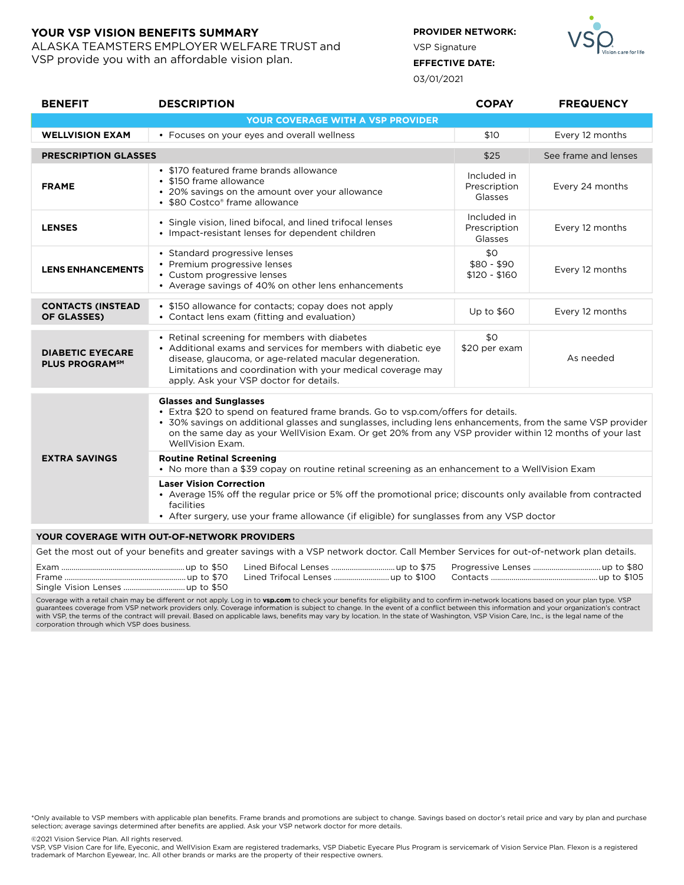# YOUR VSP VISION BENEFITS SUMMARY

ALASKA TEAMSTERS EMPLOYER WELFARE TRUST and VSP provide you with an affordable vision plan.

**PROVIDER NETWORK:**
VSP Signature

**EFFECTIVE DATE:**
03/01/2021

| BENEFIT | DESCRIPTION | COPAY | FREQUENCY |
|---|---|---|---|
| **YOUR COVERAGE WITH A VSP PROVIDER** | | | |
| **WELLVISION EXAM** | • Focuses on your eyes and overall wellness | $10 | Every 12 months |
| **PRESCRIPTION GLASSES** | | $25 | See frame and lenses |
| **FRAME** | • $170 featured frame brands allowance<br>• $150 frame allowance<br>• 20% savings on the amount over your allowance<br>• $80 Costco® frame allowance | Included in Prescription Glasses | Every 24 months |
| **LENSES** | • Single vision, lined bifocal, and lined trifocal lenses<br>• Impact-resistant lenses for dependent children | Included in Prescription Glasses | Every 12 months |
| **LENS ENHANCEMENTS** | • Standard progressive lenses<br>• Premium progressive lenses<br>• Custom progressive lenses<br>• Average savings of 40% on other lens enhancements | $0<br>$80 - $90<br>$120 - $160 | Every 12 months |
| **CONTACTS (INSTEAD OF GLASSES)** | • $150 allowance for contacts; copay does not apply<br>• Contact lens exam (fitting and evaluation) | Up to $60 | Every 12 months |
| **DIABETIC EYECARE PLUS PROGRAM℠** | • Retinal screening for members with diabetes<br>• Additional exams and services for members with diabetic eye disease, glaucoma, or age-related macular degeneration. Limitations and coordination with your medical coverage may apply. Ask your VSP doctor for details. | $0<br>$20 per exam | As needed |
| **EXTRA SAVINGS** | **Glasses and Sunglasses**<br>• Extra $20 to spend on featured frame brands. Go to vsp.com/offers for details.<br>• 30% savings on additional glasses and sunglasses, including lens enhancements, from the same VSP provider on the same day as your WellVision Exam. Or get 20% from any VSP provider within 12 months of your last WellVision Exam.<br>**Routine Retinal Screening**<br>• No more than a $39 copay on routine retinal screening as an enhancement to a WellVision Exam<br>**Laser Vision Correction**<br>• Average 15% off the regular price or 5% off the promotional price; discounts only available from contracted facilities<br>• After surgery, use your frame allowance (if eligible) for sunglasses from any VSP doctor | | |

## YOUR COVERAGE WITH OUT-OF-NETWORK PROVIDERS

Get the most out of your benefits and greater savings with a VSP network doctor. Call Member Services for out-of-network plan details.

| | | | | | |
|---|---|---|---|---|---|
| Exam | up to $50 | Lined Bifocal Lenses | up to $75 | Progressive Lenses | up to $80 |
| Frame | up to $70 | Lined Trifocal Lenses | up to $100 | Contacts | up to $105 |
| Single Vision Lenses | up to $50 | | | | |

Coverage with a retail chain may be different or not apply. Log in to **vsp.com** to check your benefits for eligibility and to confirm in-network locations based on your plan type. VSP guarantees coverage from VSP network providers only. Coverage information is subject to change. In the event of a conflict between this information and your organization's contract with VSP, the terms of the contract will prevail. Based on applicable laws, benefits may vary by location. In the state of Washington, VSP Vision Care, Inc., is the legal name of the corporation through which VSP does business.

*Only available to VSP members with applicable plan benefits. Frame brands and promotions are subject to change. Savings based on doctor's retail price and vary by plan and purchase selection; average savings determined after benefits are applied. Ask your VSP network doctor for more details.

©2021 Vision Service Plan. All rights reserved.
VSP, VSP Vision Care for life, Eyeconic, and WellVision Exam are registered trademarks, VSP Diabetic Eyecare Plus Program is servicemark of Vision Service Plan. Flexon is a registered trademark of Marchon Eyewear, Inc. All other brands or marks are the property of their respective owners.